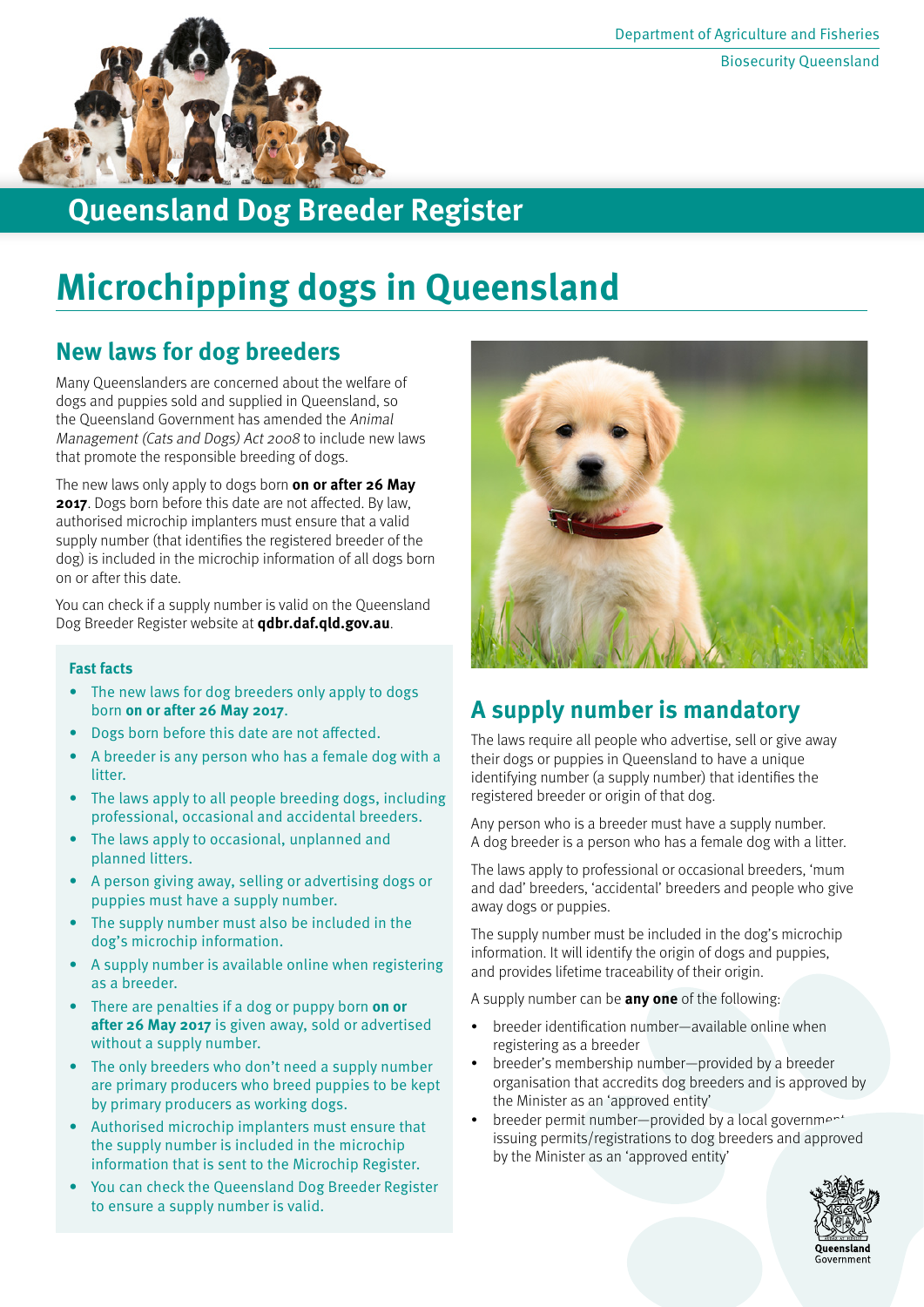Department of Agriculture and Fisheries

Biosecurity Queensland

# Queensland Dog Breeder Register

# Microchipping dogs in Queensland

## New laws for dog breeders

Many Queenslanders are concerned about the welfare of dogs and puppies sold and supplied in Queensland, so the Queensland Government has amended the *Animal Management (Cats and Dogs) Act 2008* to include new laws that promote the responsible breeding of dogs.

The new laws only apply to dogs born **on or after 26 May 2017**. Dogs born before this date are not affected. By law, authorised microchip implanters must ensure that a valid supply number (that identifies the registered breeder of the dog) is included in the microchip information of all dogs born on or after this date.

You can check if a supply number is valid on the Queensland Dog Breeder Register website at **qdbr.daf.qld.gov.au**.

### Fast facts

- The new laws for dog breeders only apply to dogs born **on or after 26 May 2017**.
- Dogs born before this date are not affected.
- A breeder is any person who has a female dog with a litter.
- The laws apply to all people breeding dogs, including professional, occasional and accidental breeders.
- The laws apply to occasional, unplanned and planned litters.
- A person giving away, selling or advertising dogs or puppies must have a supply number.
- The supply number must also be included in the dog's microchip information.
- A supply number is available online when registering as a breeder.
- There are penalties if a dog or puppy born **on or after 26 May 2017** is given away, sold or advertised without a supply number.
- The only breeders who don't need a supply number are primary producers who breed puppies to be kept by primary producers as working dogs.
- Authorised microchip implanters must ensure that the supply number is included in the microchip information that is sent to the Microchip Register.
- You can check the Queensland Dog Breeder Register to ensure a supply number is valid.

## A supply number is mandatory

The laws require all people who advertise, sell or give away their dogs or puppies in Queensland to have a unique identifying number (a supply number) that identifies the registered breeder or origin of that dog.

Any person who is a breeder must have a supply number. A dog breeder is a person who has a female dog with a litter.

The laws apply to professional or occasional breeders, 'mum and dad' breeders, 'accidental' breeders and people who give away dogs or puppies.

The supply number must be included in the dog's microchip information. It will identify the origin of dogs and puppies, and provides lifetime traceability of their origin.

A supply number can be **any one** of the following:

- breeder identification number—available online when registering as a breeder
- breeder's membership number—provided by a breeder organisation that accredits dog breeders and is approved by the Minister as an 'approved entity'
- breeder permit number—provided by a local government issuing permits/registrations to dog breeders and approved by the Minister as an 'approved entity'

Queensland Government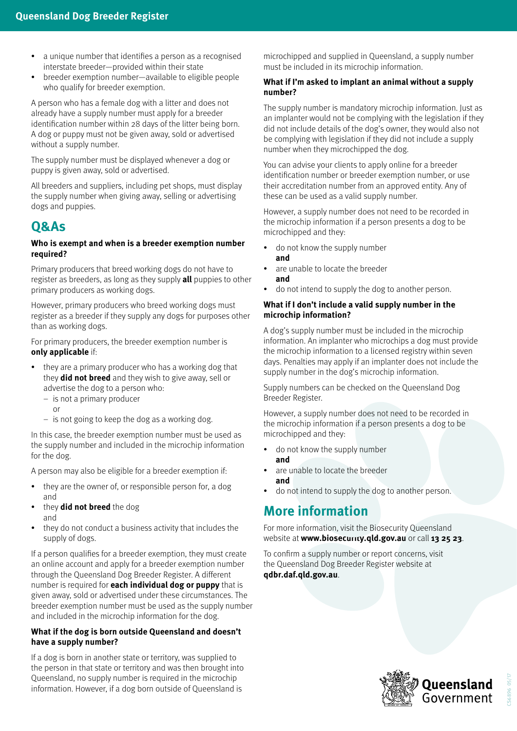- a unique number that identifies a person as a recognised interstate breeder—provided within their state
- breeder exemption number—available to eligible people who qualify for breeder exemption.

A person who has a female dog with a litter and does not already have a supply number must apply for a breeder identification number within 28 days of the litter being born. A dog or puppy must not be given away, sold or advertised without a supply number.

The supply number must be displayed whenever a dog or puppy is given away, sold or advertised.

All breeders and suppliers, including pet shops, must display the supply number when giving away, selling or advertising dogs and puppies.

## Q&As

### Who is exempt and when is a breeder exemption number required?

Primary producers that breed working dogs do not have to register as breeders, as long as they supply **all** puppies to other primary producers as working dogs.

However, primary producers who breed working dogs must register as a breeder if they supply any dogs for purposes other than as working dogs.

For primary producers, the breeder exemption number is **only applicable** if:

- they are a primary producer who has a working dog that they **did not breed** and they wish to give away, sell or advertise the dog to a person who:
  - is not a primary producer
  
    or
  - is not going to keep the dog as a working dog.

In this case, the breeder exemption number must be used as the supply number and included in the microchip information for the dog.

A person may also be eligible for a breeder exemption if:

- they are the owner of, or responsible person for, a dog
  
  and
- they **did not breed** the dog
  
  and
- they do not conduct a business activity that includes the supply of dogs.

If a person qualifies for a breeder exemption, they must create an online account and apply for a breeder exemption number through the Queensland Dog Breeder Register. A different number is required for **each individual dog or puppy** that is given away, sold or advertised under these circumstances. The breeder exemption number must be used as the supply number and included in the microchip information for the dog.

### What if the dog is born outside Queensland and doesn't have a supply number?

If a dog is born in another state or territory, was supplied to the person in that state or territory and was then brought into Queensland, no supply number is required in the microchip information. However, if a dog born outside of Queensland is microchipped and supplied in Queensland, a supply number must be included in its microchip information.

### What if I'm asked to implant an animal without a supply number?

The supply number is mandatory microchip information. Just as an implanter would not be complying with the legislation if they did not include details of the dog's owner, they would also not be complying with legislation if they did not include a supply number when they microchipped the dog.

You can advise your clients to apply online for a breeder identification number or breeder exemption number, or use their accreditation number from an approved entity. Any of these can be used as a valid supply number.

However, a supply number does not need to be recorded in the microchip information if a person presents a dog to be microchipped and they:

- do not know the supply number
  
  **and**
- are unable to locate the breeder
  
  **and**
- do not intend to supply the dog to another person.

### What if I don't include a valid supply number in the microchip information?

A dog's supply number must be included in the microchip information. An implanter who microchips a dog must provide the microchip information to a licensed registry within seven days. Penalties may apply if an implanter does not include the supply number in the dog's microchip information.

Supply numbers can be checked on the Queensland Dog Breeder Register.

However, a supply number does not need to be recorded in the microchip information if a person presents a dog to be microchipped and they:

- do not know the supply number
  
  **and**
- are unable to locate the breeder
  
  **and**
- do not intend to supply the dog to another person.

## More information

For more information, visit the Biosecurity Queensland website at **www.biosecurity.qld.gov.au** or call **13 25 23**.

To confirm a supply number or report concerns, visit the Queensland Dog Breeder Register website at **qdbr.daf.qld.gov.au**.

Queensland Government